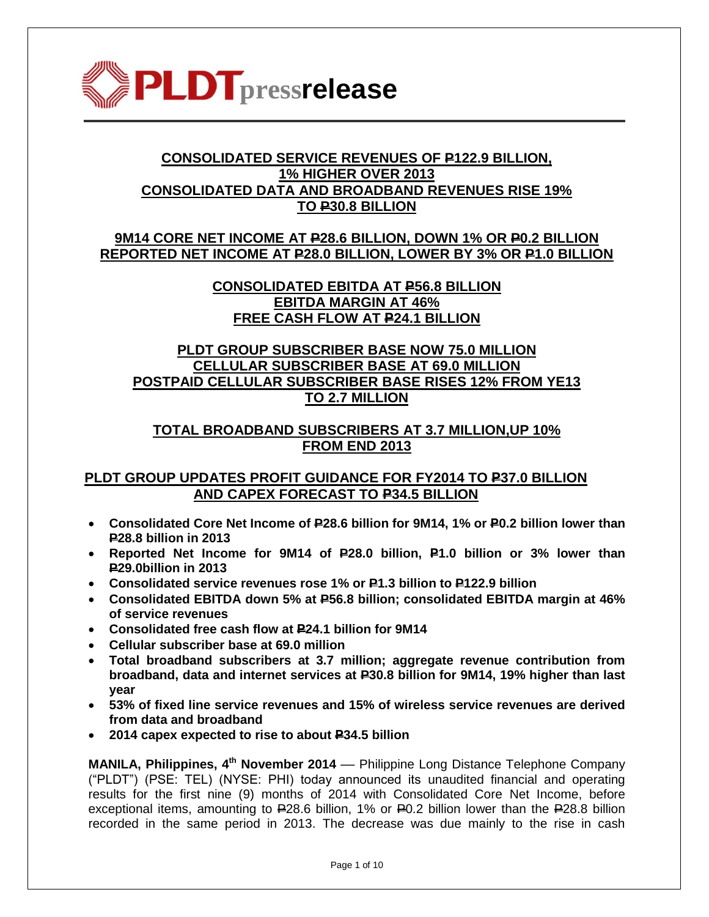# PLDT press release

**CONSOLIDATED SERVICE REVENUES OF ₱122.9 BILLION, 1% HIGHER OVER 2013**
**CONSOLIDATED DATA AND BROADBAND REVENUES RISE 19% TO ₱30.8 BILLION**

**9M14 CORE NET INCOME AT ₱28.6 BILLION, DOWN 1% OR ₱0.2 BILLION**
**REPORTED NET INCOME AT ₱28.0 BILLION, LOWER BY 3% OR ₱1.0 BILLION**

**CONSOLIDATED EBITDA AT ₱56.8 BILLION**
**EBITDA MARGIN AT 46%**
**FREE CASH FLOW AT ₱24.1 BILLION**

**PLDT GROUP SUBSCRIBER BASE NOW 75.0 MILLION**
**CELLULAR SUBSCRIBER BASE AT 69.0 MILLION**
**POSTPAID CELLULAR SUBSCRIBER BASE RISES 12% FROM YE13 TO 2.7 MILLION**

**TOTAL BROADBAND SUBSCRIBERS AT 3.7 MILLION,UP 10% FROM END 2013**

**PLDT GROUP UPDATES PROFIT GUIDANCE FOR FY2014 TO ₱37.0 BILLION AND CAPEX FORECAST TO ₱34.5 BILLION**

- **Consolidated Core Net Income of ₱28.6 billion for 9M14, 1% or ₱0.2 billion lower than ₱28.8 billion in 2013**
- **Reported Net Income for 9M14 of ₱28.0 billion, ₱1.0 billion or 3% lower than ₱29.0billion in 2013**
- **Consolidated service revenues rose 1% or ₱1.3 billion to ₱122.9 billion**
- **Consolidated EBITDA down 5% at ₱56.8 billion; consolidated EBITDA margin at 46% of service revenues**
- **Consolidated free cash flow at ₱24.1 billion for 9M14**
- **Cellular subscriber base at 69.0 million**
- **Total broadband subscribers at 3.7 million; aggregate revenue contribution from broadband, data and internet services at ₱30.8 billion for 9M14, 19% higher than last year**
- **53% of fixed line service revenues and 15% of wireless service revenues are derived from data and broadband**
- **2014 capex expected to rise to about ₱34.5 billion**

**MANILA, Philippines, 4th November 2014** — Philippine Long Distance Telephone Company ("PLDT") (PSE: TEL) (NYSE: PHI) today announced its unaudited financial and operating results for the first nine (9) months of 2014 with Consolidated Core Net Income, before exceptional items, amounting to ₱28.6 billion, 1% or ₱0.2 billion lower than the ₱28.8 billion recorded in the same period in 2013. The decrease was due mainly to the rise in cash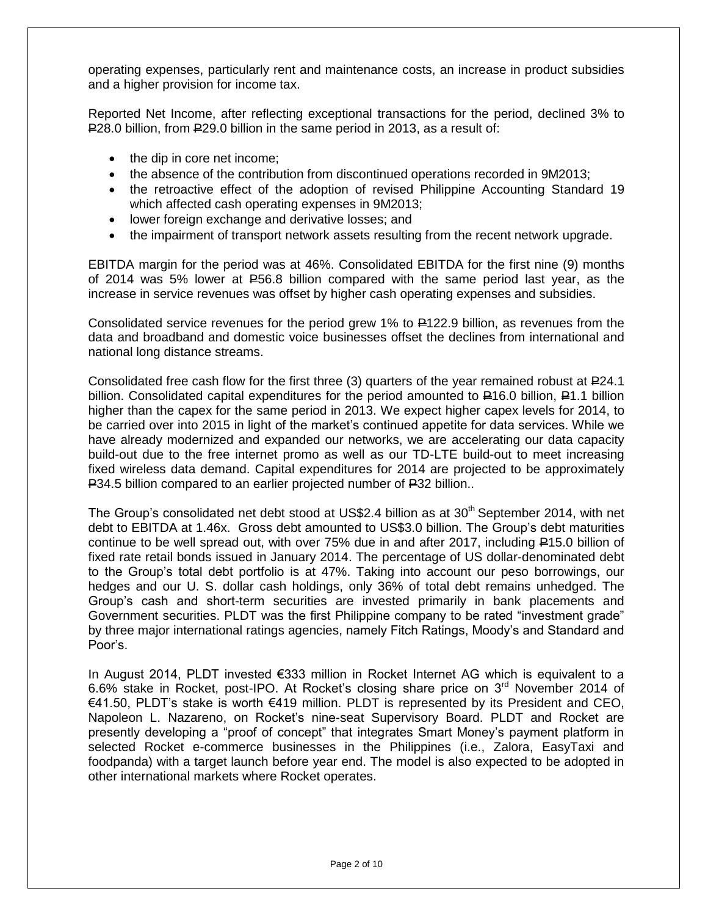operating expenses, particularly rent and maintenance costs, an increase in product subsidies and a higher provision for income tax.

Reported Net Income, after reflecting exceptional transactions for the period, declined 3% to ₱28.0 billion, from ₱29.0 billion in the same period in 2013, as a result of:

- the dip in core net income;
- the absence of the contribution from discontinued operations recorded in 9M2013;
- the retroactive effect of the adoption of revised Philippine Accounting Standard 19 which affected cash operating expenses in 9M2013;
- lower foreign exchange and derivative losses; and
- the impairment of transport network assets resulting from the recent network upgrade.

EBITDA margin for the period was at 46%. Consolidated EBITDA for the first nine (9) months of 2014 was 5% lower at ₱56.8 billion compared with the same period last year, as the increase in service revenues was offset by higher cash operating expenses and subsidies.

Consolidated service revenues for the period grew 1% to ₱122.9 billion, as revenues from the data and broadband and domestic voice businesses offset the declines from international and national long distance streams.

Consolidated free cash flow for the first three (3) quarters of the year remained robust at ₱24.1 billion. Consolidated capital expenditures for the period amounted to ₱16.0 billion, ₱1.1 billion higher than the capex for the same period in 2013. We expect higher capex levels for 2014, to be carried over into 2015 in light of the market's continued appetite for data services. While we have already modernized and expanded our networks, we are accelerating our data capacity build-out due to the free internet promo as well as our TD-LTE build-out to meet increasing fixed wireless data demand. Capital expenditures for 2014 are projected to be approximately ₱34.5 billion compared to an earlier projected number of ₱32 billion..

The Group's consolidated net debt stood at US$2.4 billion as at 30th September 2014, with net debt to EBITDA at 1.46x. Gross debt amounted to US$3.0 billion. The Group's debt maturities continue to be well spread out, with over 75% due in and after 2017, including ₱15.0 billion of fixed rate retail bonds issued in January 2014. The percentage of US dollar-denominated debt to the Group's total debt portfolio is at 47%. Taking into account our peso borrowings, our hedges and our U. S. dollar cash holdings, only 36% of total debt remains unhedged. The Group's cash and short-term securities are invested primarily in bank placements and Government securities. PLDT was the first Philippine company to be rated "investment grade" by three major international ratings agencies, namely Fitch Ratings, Moody's and Standard and Poor's.

In August 2014, PLDT invested €333 million in Rocket Internet AG which is equivalent to a 6.6% stake in Rocket, post-IPO. At Rocket's closing share price on 3rd November 2014 of €41.50, PLDT's stake is worth €419 million. PLDT is represented by its President and CEO, Napoleon L. Nazareno, on Rocket's nine-seat Supervisory Board. PLDT and Rocket are presently developing a "proof of concept" that integrates Smart Money's payment platform in selected Rocket e-commerce businesses in the Philippines (i.e., Zalora, EasyTaxi and foodpanda) with a target launch before year end. The model is also expected to be adopted in other international markets where Rocket operates.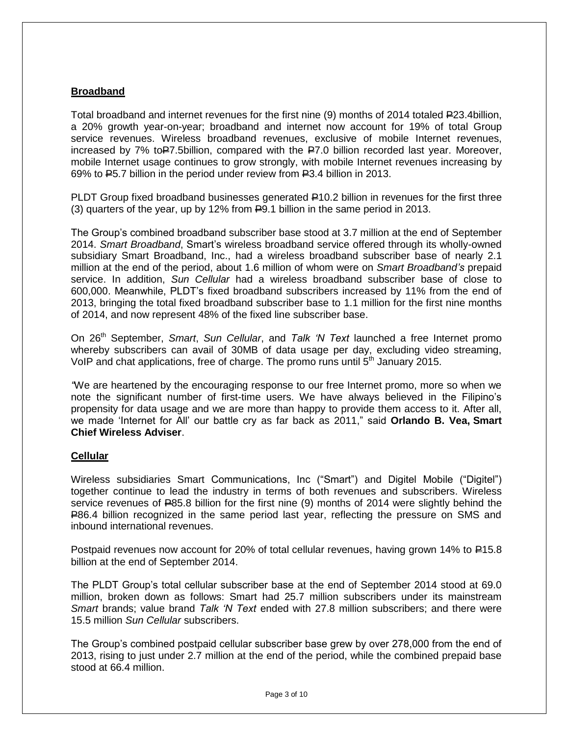**Broadband**

Total broadband and internet revenues for the first nine (9) months of 2014 totaled ₱23.4billion, a 20% growth year-on-year; broadband and internet now account for 19% of total Group service revenues. Wireless broadband revenues, exclusive of mobile Internet revenues, increased by 7% to₱7.5billion, compared with the ₱7.0 billion recorded last year. Moreover, mobile Internet usage continues to grow strongly, with mobile Internet revenues increasing by 69% to ₱5.7 billion in the period under review from ₱3.4 billion in 2013.

PLDT Group fixed broadband businesses generated ₱10.2 billion in revenues for the first three (3) quarters of the year, up by 12% from ₱9.1 billion in the same period in 2013.

The Group's combined broadband subscriber base stood at 3.7 million at the end of September 2014. *Smart Broadband*, Smart's wireless broadband service offered through its wholly-owned subsidiary Smart Broadband, Inc., had a wireless broadband subscriber base of nearly 2.1 million at the end of the period, about 1.6 million of whom were on *Smart Broadband's* prepaid service. In addition, *Sun Cellular* had a wireless broadband subscriber base of close to 600,000. Meanwhile, PLDT's fixed broadband subscribers increased by 11% from the end of 2013, bringing the total fixed broadband subscriber base to 1.1 million for the first nine months of 2014, and now represent 48% of the fixed line subscriber base.

On 26th September, *Smart*, *Sun Cellular*, and *Talk 'N Text* launched a free Internet promo whereby subscribers can avail of 30MB of data usage per day, excluding video streaming, VoIP and chat applications, free of charge. The promo runs until 5th January 2015.

*"*We are heartened by the encouraging response to our free Internet promo, more so when we note the significant number of first-time users. We have always believed in the Filipino's propensity for data usage and we are more than happy to provide them access to it. After all, we made 'Internet for All' our battle cry as far back as 2011," said **Orlando B. Vea, Smart Chief Wireless Adviser**.

**Cellular**

Wireless subsidiaries Smart Communications, Inc ("Smart") and Digitel Mobile ("Digitel") together continue to lead the industry in terms of both revenues and subscribers. Wireless service revenues of ₱85.8 billion for the first nine (9) months of 2014 were slightly behind the ₱86.4 billion recognized in the same period last year, reflecting the pressure on SMS and inbound international revenues.

Postpaid revenues now account for 20% of total cellular revenues, having grown 14% to ₱15.8 billion at the end of September 2014.

The PLDT Group's total cellular subscriber base at the end of September 2014 stood at 69.0 million, broken down as follows: Smart had 25.7 million subscribers under its mainstream *Smart* brands; value brand *Talk 'N Text* ended with 27.8 million subscribers; and there were 15.5 million *Sun Cellular* subscribers.

The Group's combined postpaid cellular subscriber base grew by over 278,000 from the end of 2013, rising to just under 2.7 million at the end of the period, while the combined prepaid base stood at 66.4 million.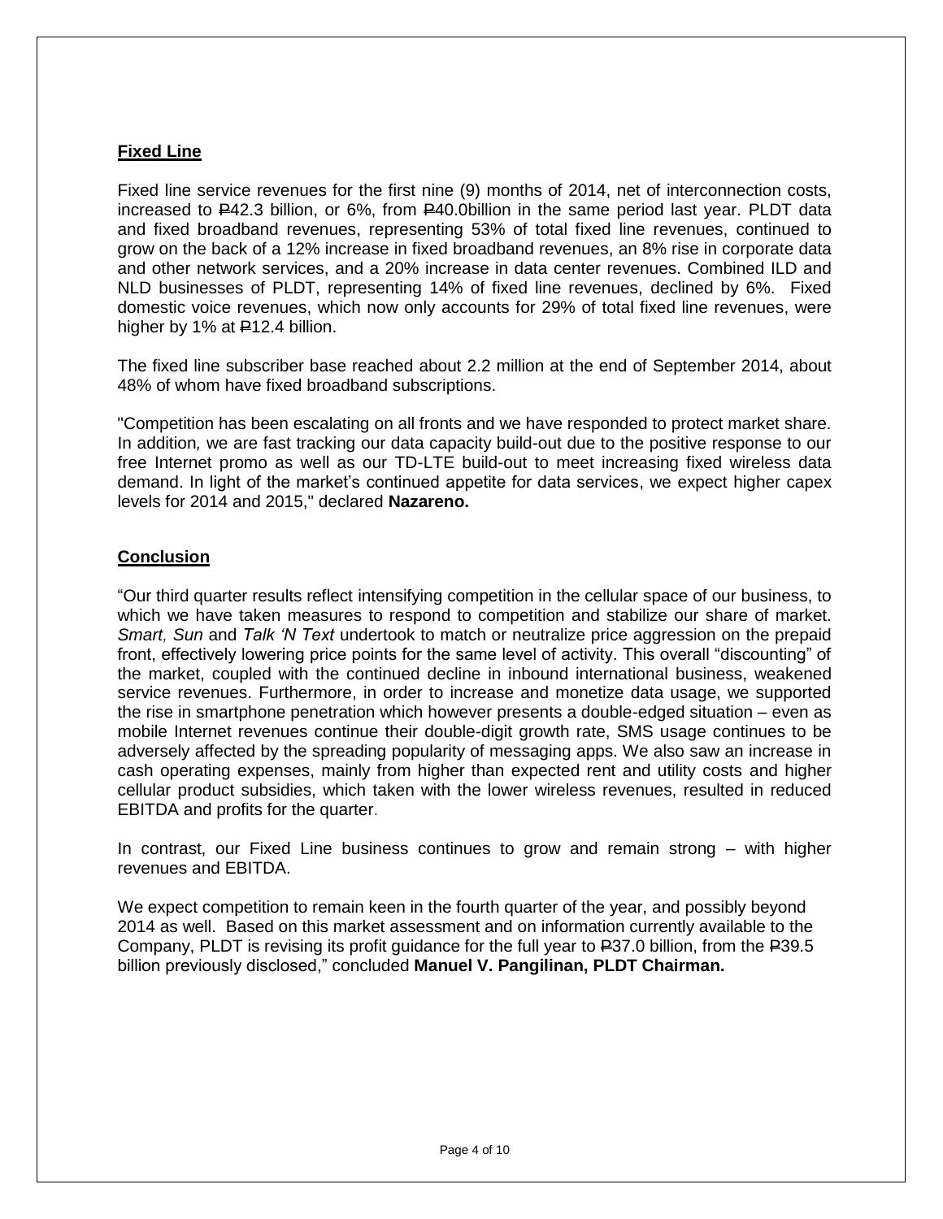## Fixed Line

Fixed line service revenues for the first nine (9) months of 2014, net of interconnection costs, increased to ₱42.3 billion, or 6%, from ₱40.0billion in the same period last year. PLDT data and fixed broadband revenues, representing 53% of total fixed line revenues, continued to grow on the back of a 12% increase in fixed broadband revenues, an 8% rise in corporate data and other network services, and a 20% increase in data center revenues. Combined ILD and NLD businesses of PLDT, representing 14% of fixed line revenues, declined by 6%. Fixed domestic voice revenues, which now only accounts for 29% of total fixed line revenues, were higher by 1% at ₱12.4 billion.

The fixed line subscriber base reached about 2.2 million at the end of September 2014, about 48% of whom have fixed broadband subscriptions.

"Competition has been escalating on all fronts and we have responded to protect market share. In addition*,* we are fast tracking our data capacity build-out due to the positive response to our free Internet promo as well as our TD-LTE build-out to meet increasing fixed wireless data demand. In light of the market's continued appetite for data services, we expect higher capex levels for 2014 and 2015," declared **Nazareno.**

## Conclusion

"Our third quarter results reflect intensifying competition in the cellular space of our business, to which we have taken measures to respond to competition and stabilize our share of market. *Smart, Sun* and *Talk 'N Text* undertook to match or neutralize price aggression on the prepaid front, effectively lowering price points for the same level of activity. This overall "discounting" of the market, coupled with the continued decline in inbound international business, weakened service revenues. Furthermore, in order to increase and monetize data usage, we supported the rise in smartphone penetration which however presents a double-edged situation – even as mobile Internet revenues continue their double-digit growth rate, SMS usage continues to be adversely affected by the spreading popularity of messaging apps. We also saw an increase in cash operating expenses, mainly from higher than expected rent and utility costs and higher cellular product subsidies, which taken with the lower wireless revenues, resulted in reduced EBITDA and profits for the quarter.

In contrast, our Fixed Line business continues to grow and remain strong – with higher revenues and EBITDA.

We expect competition to remain keen in the fourth quarter of the year, and possibly beyond 2014 as well. Based on this market assessment and on information currently available to the Company, PLDT is revising its profit guidance for the full year to ₱37.0 billion, from the ₱39.5 billion previously disclosed," concluded **Manuel V. Pangilinan, PLDT Chairman.**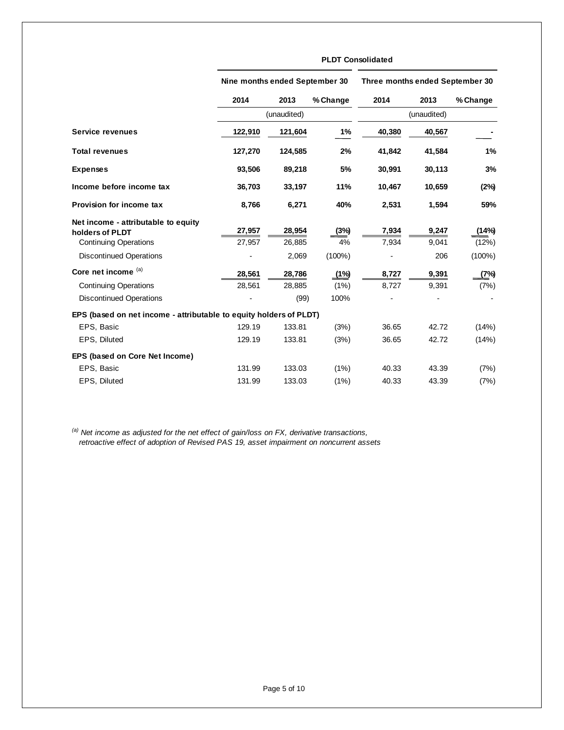| | PLDT Consolidated | | | | | |
|---|---|---|---|---|---|---|
| | Nine months ended September 30 | | | Three months ended September 30 | | |
| | 2014 | 2013 | % Change | 2014 | 2013 | % Change |
| | (unaudited) | | | (unaudited) | | |
| **Service revenues** | **122,910** | **121,604** | **1%** | **40,380** | **40,567** | **-** |
| **Total revenues** | **127,270** | **124,585** | **2%** | **41,842** | **41,584** | **1%** |
| **Expenses** | **93,506** | **89,218** | **5%** | **30,991** | **30,113** | **3%** |
| **Income before income tax** | **36,703** | **33,197** | **11%** | **10,467** | **10,659** | **(2%)** |
| **Provision for income tax** | **8,766** | **6,271** | **40%** | **2,531** | **1,594** | **59%** |
| **Net income - attributable to equity holders of PLDT** | **27,957** | **28,954** | **(3%)** | **7,934** | **9,247** | **(14%)** |
| Continuing Operations | 27,957 | 26,885 | 4% | 7,934 | 9,041 | (12%) |
| Discontinued Operations | - | 2,069 | (100%) | - | 206 | (100%) |
| **Core net income** [(a)] | **28,561** | **28,786** | **(1%)** | **8,727** | **9,391** | **(7%)** |
| Continuing Operations | 28,561 | 28,885 | (1%) | 8,727 | 9,391 | (7%) |
| Discontinued Operations | - | (99) | 100% | - | - | - |
| **EPS (based on net income - attributable to equity holders of PLDT)** | | | | | | |
| EPS, Basic | 129.19 | 133.81 | (3%) | 36.65 | 42.72 | (14%) |
| EPS, Diluted | 129.19 | 133.81 | (3%) | 36.65 | 42.72 | (14%) |
| **EPS (based on Core Net Income)** | | | | | | |
| EPS, Basic | 131.99 | 133.03 | (1%) | 40.33 | 43.39 | (7%) |
| EPS, Diluted | 131.99 | 133.03 | (1%) | 40.33 | 43.39 | (7%) |

*[(a)] Net income as adjusted for the net effect of gain/loss on FX, derivative transactions, retroactive effect of adoption of Revised PAS 19, asset impairment on noncurrent assets*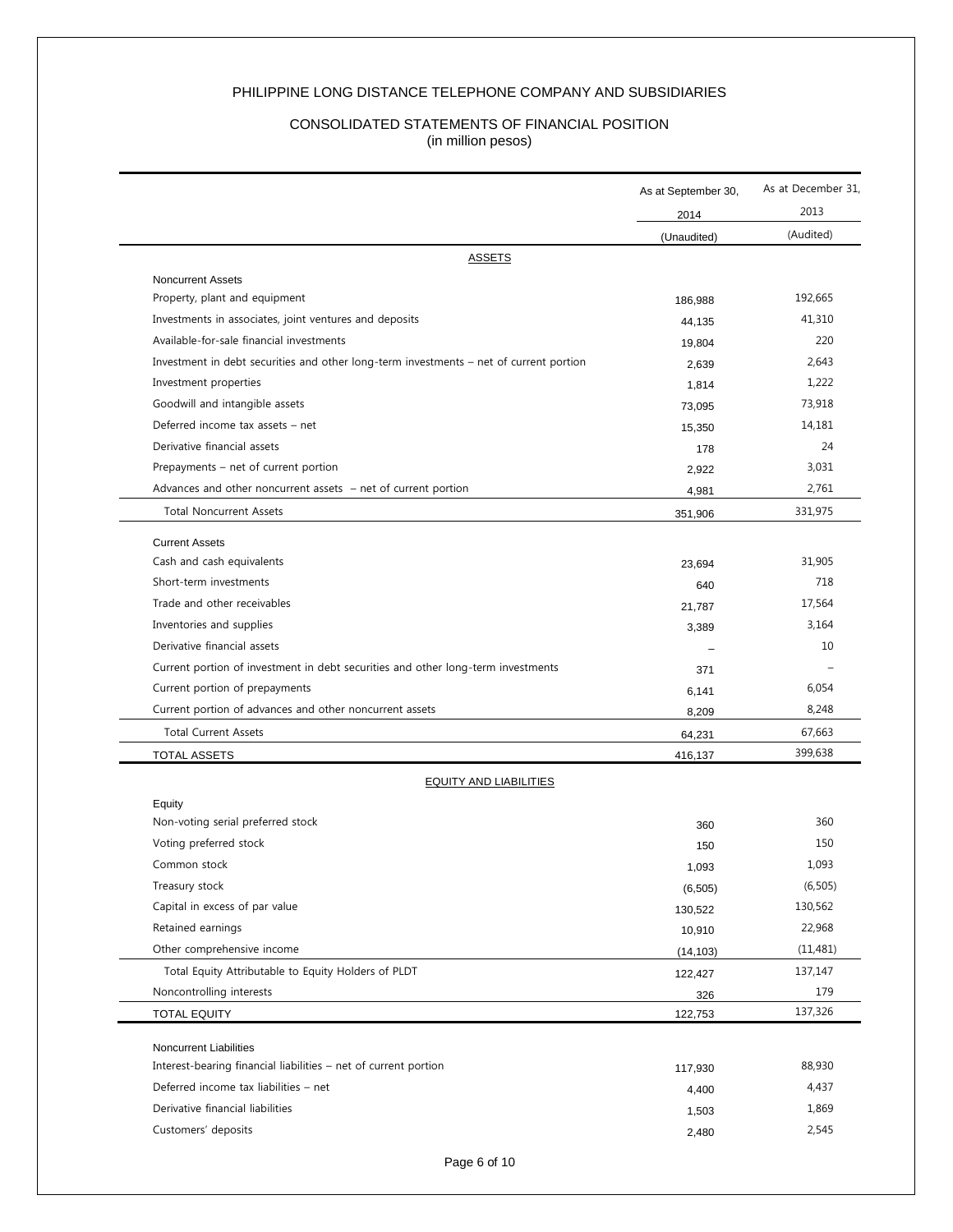# PHILIPPINE LONG DISTANCE TELEPHONE COMPANY AND SUBSIDIARIES

## CONSOLIDATED STATEMENTS OF FINANCIAL POSITION
(in million pesos)

| | As at September 30, 2014 (Unaudited) | As at December 31, 2013 (Audited) |
|---|---|---|
| **ASSETS** | | |
| **Noncurrent Assets** | | |
| Property, plant and equipment | 186,988 | 192,665 |
| Investments in associates, joint ventures and deposits | 44,135 | 41,310 |
| Available-for-sale financial investments | 19,804 | 220 |
| Investment in debt securities and other long-term investments – net of current portion | 2,639 | 2,643 |
| Investment properties | 1,814 | 1,222 |
| Goodwill and intangible assets | 73,095 | 73,918 |
| Deferred income tax assets – net | 15,350 | 14,181 |
| Derivative financial assets | 178 | 24 |
| Prepayments – net of current portion | 2,922 | 3,031 |
| Advances and other noncurrent assets – net of current portion | 4,981 | 2,761 |
| Total Noncurrent Assets | 351,906 | 331,975 |
| **Current Assets** | | |
| Cash and cash equivalents | 23,694 | 31,905 |
| Short-term investments | 640 | 718 |
| Trade and other receivables | 21,787 | 17,564 |
| Inventories and supplies | 3,389 | 3,164 |
| Derivative financial assets | – | 10 |
| Current portion of investment in debt securities and other long-term investments | 371 | – |
| Current portion of prepayments | 6,141 | 6,054 |
| Current portion of advances and other noncurrent assets | 8,209 | 8,248 |
| Total Current Assets | 64,231 | 67,663 |
| TOTAL ASSETS | 416,137 | 399,638 |
| **EQUITY AND LIABILITIES** | | |
| **Equity** | | |
| Non-voting serial preferred stock | 360 | 360 |
| Voting preferred stock | 150 | 150 |
| Common stock | 1,093 | 1,093 |
| Treasury stock | (6,505) | (6,505) |
| Capital in excess of par value | 130,522 | 130,562 |
| Retained earnings | 10,910 | 22,968 |
| Other comprehensive income | (14,103) | (11,481) |
| Total Equity Attributable to Equity Holders of PLDT | 122,427 | 137,147 |
| Noncontrolling interests | 326 | 179 |
| TOTAL EQUITY | 122,753 | 137,326 |
| **Noncurrent Liabilities** | | |
| Interest-bearing financial liabilities – net of current portion | 117,930 | 88,930 |
| Deferred income tax liabilities – net | 4,400 | 4,437 |
| Derivative financial liabilities | 1,503 | 1,869 |
| Customers' deposits | 2,480 | 2,545 |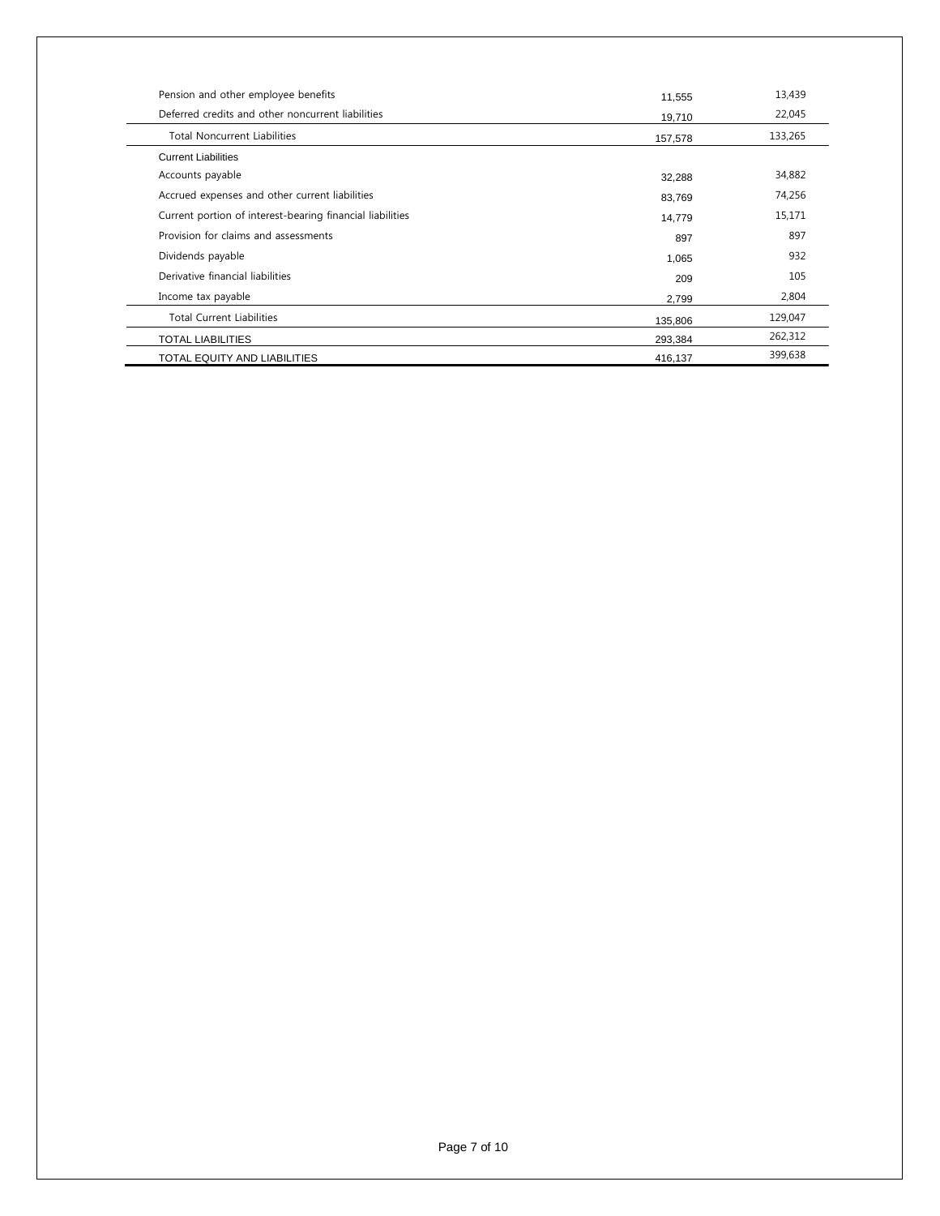| | | |
|---|---|---|
| Pension and other employee benefits | 11,555 | 13,439 |
| Deferred credits and other noncurrent liabilities | 19,710 | 22,045 |
| Total Noncurrent Liabilities | 157,578 | 133,265 |
| Current Liabilities | | |
| Accounts payable | 32,288 | 34,882 |
| Accrued expenses and other current liabilities | 83,769 | 74,256 |
| Current portion of interest-bearing financial liabilities | 14,779 | 15,171 |
| Provision for claims and assessments | 897 | 897 |
| Dividends payable | 1,065 | 932 |
| Derivative financial liabilities | 209 | 105 |
| Income tax payable | 2,799 | 2,804 |
| Total Current Liabilities | 135,806 | 129,047 |
| TOTAL LIABILITIES | 293,384 | 262,312 |
| TOTAL EQUITY AND LIABILITIES | 416,137 | 399,638 |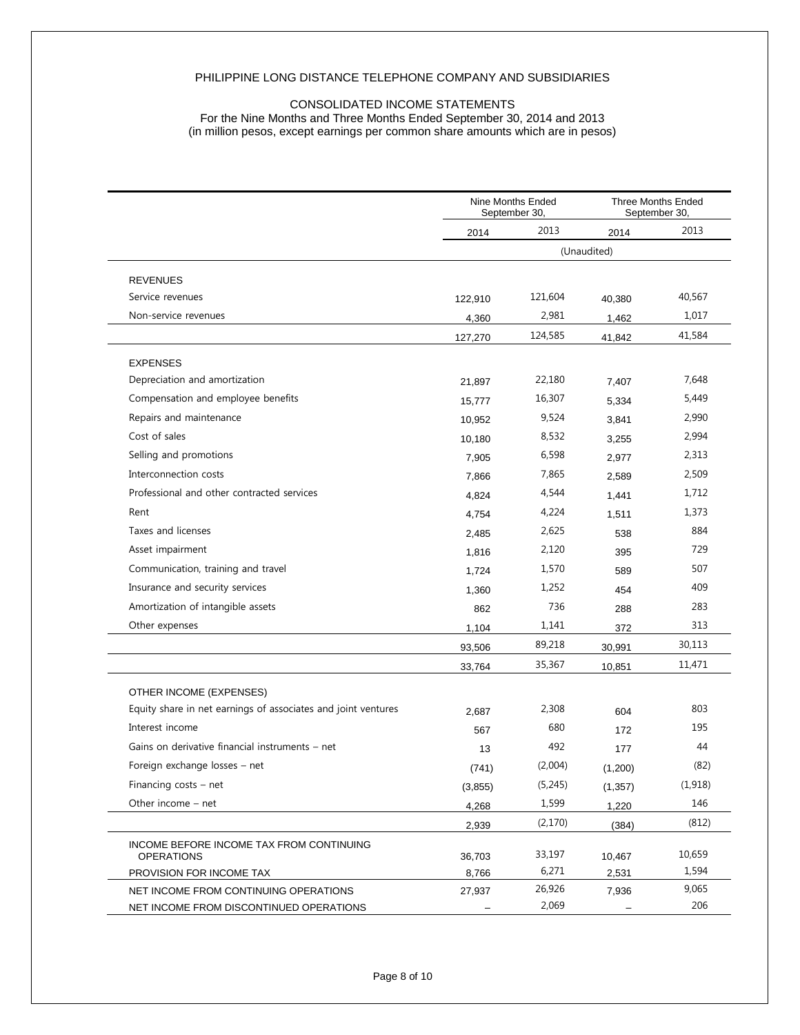PHILIPPINE LONG DISTANCE TELEPHONE COMPANY AND SUBSIDIARIES

CONSOLIDATED INCOME STATEMENTS
For the Nine Months and Three Months Ended September 30, 2014 and 2013
(in million pesos, except earnings per common share amounts which are in pesos)

| | Nine Months Ended September 30, | | Three Months Ended September 30, | |
|---|---|---|---|---|
| | 2014 | 2013 | 2014 | 2013 |
| | (Unaudited) | | | |
| REVENUES | | | | |
| Service revenues | 122,910 | 121,604 | 40,380 | 40,567 |
| Non-service revenues | 4,360 | 2,981 | 1,462 | 1,017 |
| | 127,270 | 124,585 | 41,842 | 41,584 |
| EXPENSES | | | | |
| Depreciation and amortization | 21,897 | 22,180 | 7,407 | 7,648 |
| Compensation and employee benefits | 15,777 | 16,307 | 5,334 | 5,449 |
| Repairs and maintenance | 10,952 | 9,524 | 3,841 | 2,990 |
| Cost of sales | 10,180 | 8,532 | 3,255 | 2,994 |
| Selling and promotions | 7,905 | 6,598 | 2,977 | 2,313 |
| Interconnection costs | 7,866 | 7,865 | 2,589 | 2,509 |
| Professional and other contracted services | 4,824 | 4,544 | 1,441 | 1,712 |
| Rent | 4,754 | 4,224 | 1,511 | 1,373 |
| Taxes and licenses | 2,485 | 2,625 | 538 | 884 |
| Asset impairment | 1,816 | 2,120 | 395 | 729 |
| Communication, training and travel | 1,724 | 1,570 | 589 | 507 |
| Insurance and security services | 1,360 | 1,252 | 454 | 409 |
| Amortization of intangible assets | 862 | 736 | 288 | 283 |
| Other expenses | 1,104 | 1,141 | 372 | 313 |
| | 93,506 | 89,218 | 30,991 | 30,113 |
| | 33,764 | 35,367 | 10,851 | 11,471 |
| OTHER INCOME (EXPENSES) | | | | |
| Equity share in net earnings of associates and joint ventures | 2,687 | 2,308 | 604 | 803 |
| Interest income | 567 | 680 | 172 | 195 |
| Gains on derivative financial instruments – net | 13 | 492 | 177 | 44 |
| Foreign exchange losses – net | (741) | (2,004) | (1,200) | (82) |
| Financing costs – net | (3,855) | (5,245) | (1,357) | (1,918) |
| Other income – net | 4,268 | 1,599 | 1,220 | 146 |
| | 2,939 | (2,170) | (384) | (812) |
| INCOME BEFORE INCOME TAX FROM CONTINUING OPERATIONS | 36,703 | 33,197 | 10,467 | 10,659 |
| PROVISION FOR INCOME TAX | 8,766 | 6,271 | 2,531 | 1,594 |
| NET INCOME FROM CONTINUING OPERATIONS | 27,937 | 26,926 | 7,936 | 9,065 |
| NET INCOME FROM DISCONTINUED OPERATIONS | – | 2,069 | – | 206 |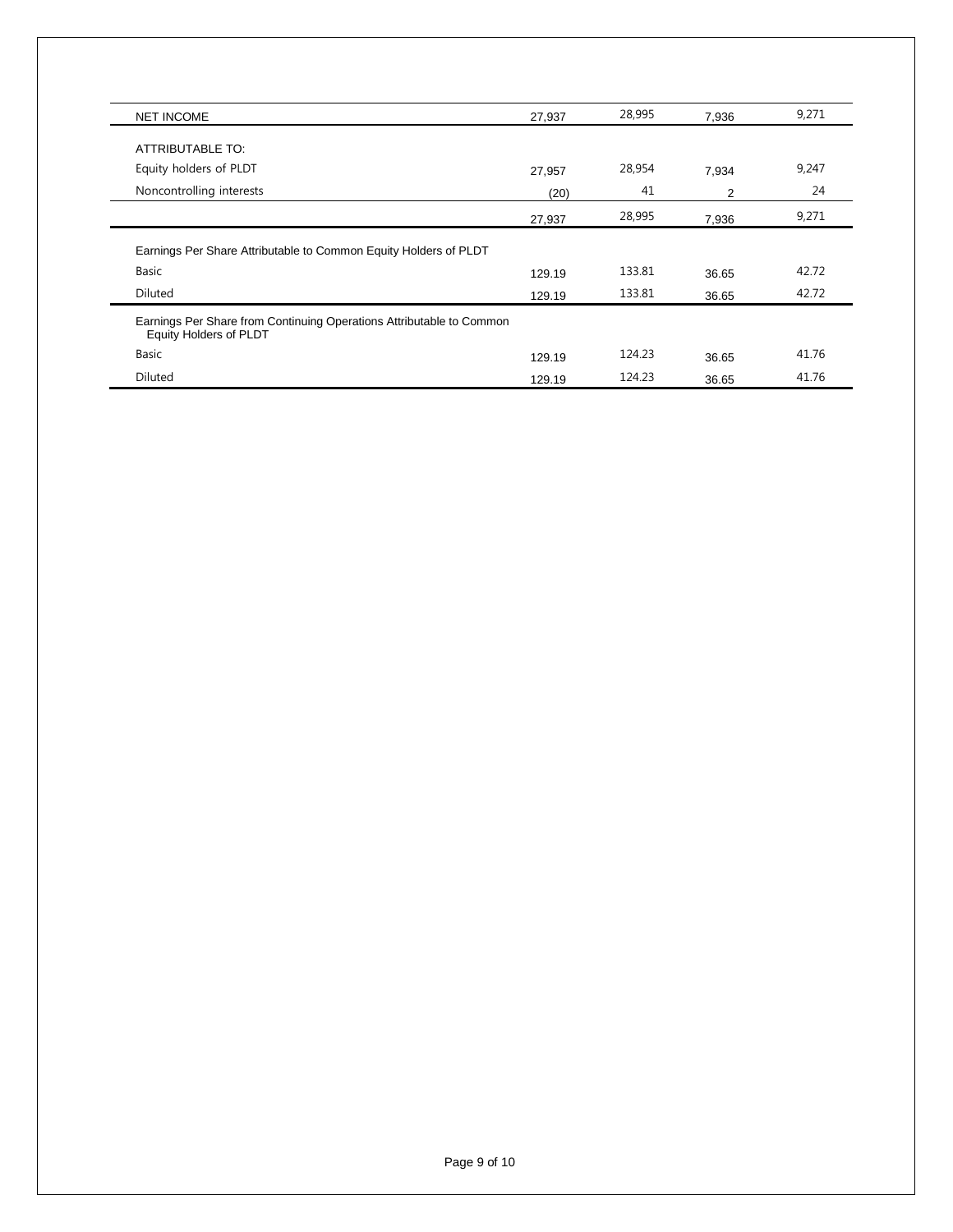| | | | | |
|---|---|---|---|---|
| NET INCOME | 27,937 | 28,995 | 7,936 | 9,271 |
| ATTRIBUTABLE TO: | | | | |
| Equity holders of PLDT | 27,957 | 28,954 | 7,934 | 9,247 |
| Noncontrolling interests | (20) | 41 | 2 | 24 |
| | 27,937 | 28,995 | 7,936 | 9,271 |
| Earnings Per Share Attributable to Common Equity Holders of PLDT | | | | |
| Basic | 129.19 | 133.81 | 36.65 | 42.72 |
| Diluted | 129.19 | 133.81 | 36.65 | 42.72 |
| Earnings Per Share from Continuing Operations Attributable to Common Equity Holders of PLDT | | | | |
| Basic | 129.19 | 124.23 | 36.65 | 41.76 |
| Diluted | 129.19 | 124.23 | 36.65 | 41.76 |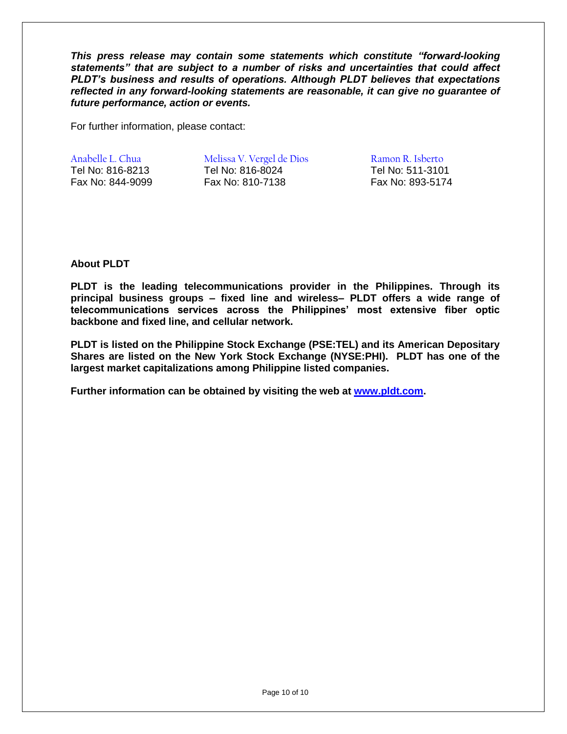***This press release may contain some statements which constitute "forward-looking statements" that are subject to a number of risks and uncertainties that could affect PLDT's business and results of operations. Although PLDT believes that expectations reflected in any forward-looking statements are reasonable, it can give no guarantee of future performance, action or events.***

For further information, please contact:

| | | |
|---|---|---|
| Anabelle L. Chua | Melissa V. Vergel de Dios | Ramon R. Isberto |
| Tel No: 816-8213 | Tel No: 816-8024 | Tel No: 511-3101 |
| Fax No: 844-9099 | Fax No: 810-7138 | Fax No: 893-5174 |

**About PLDT**

**PLDT is the leading telecommunications provider in the Philippines. Through its principal business groups – fixed line and wireless– PLDT offers a wide range of telecommunications services across the Philippines' most extensive fiber optic backbone and fixed line, and cellular network.**

**PLDT is listed on the Philippine Stock Exchange (PSE:TEL) and its American Depositary Shares are listed on the New York Stock Exchange (NYSE:PHI). PLDT has one of the largest market capitalizations among Philippine listed companies.**

**Further information can be obtained by visiting the web at [www.pldt.com](http://www.pldt.com).**